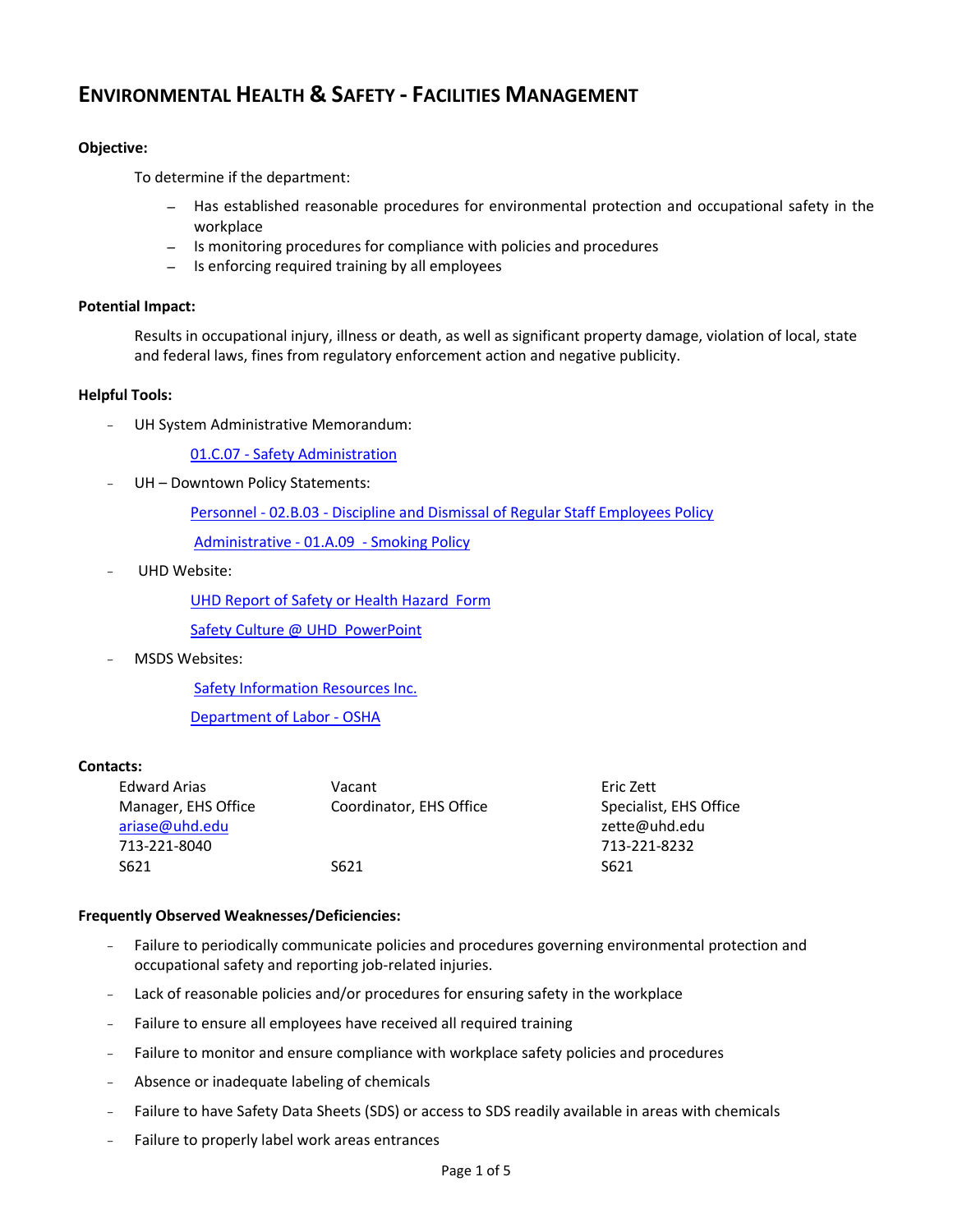# ENVIRONMENTAL HEALTH & SAFETY - FACILITIES MANAGEMENT

**Objective:**

To determine if the department:

- Has established reasonable procedures for environmental protection and occupational safety in the workplace
- Is monitoring procedures for compliance with policies and procedures
- Is enforcing required training by all employees

**Potential Impact:**

Results in occupational injury, illness or death, as well as significant property damage, violation of local, state and federal laws, fines from regulatory enforcement action and negative publicity.

**Helpful Tools:**

- UH System Administrative Memorandum:
  - 01.C.07 - Safety Administration
- UH – Downtown Policy Statements:
  - Personnel - 02.B.03 - Discipline and Dismissal of Regular Staff Employees Policy
  - Administrative - 01.A.09 - Smoking Policy
- UHD Website:
  - UHD Report of Safety or Health Hazard Form
  - Safety Culture @ UHD PowerPoint
- MSDS Websites:
  - Safety Information Resources Inc.
  - Department of Labor - OSHA

**Contacts:**

| Edward Arias | Vacant | Eric Zett |
|---|---|---|
| Manager, EHS Office | Coordinator, EHS Office | Specialist, EHS Office |
| ariase@uhd.edu | | zette@uhd.edu |
| 713-221-8040 | | 713-221-8232 |
| S621 | S621 | S621 |

**Frequently Observed Weaknesses/Deficiencies:**

- Failure to periodically communicate policies and procedures governing environmental protection and occupational safety and reporting job-related injuries.
- Lack of reasonable policies and/or procedures for ensuring safety in the workplace
- Failure to ensure all employees have received all required training
- Failure to monitor and ensure compliance with workplace safety policies and procedures
- Absence or inadequate labeling of chemicals
- Failure to have Safety Data Sheets (SDS) or access to SDS readily available in areas with chemicals
- Failure to properly label work areas entrances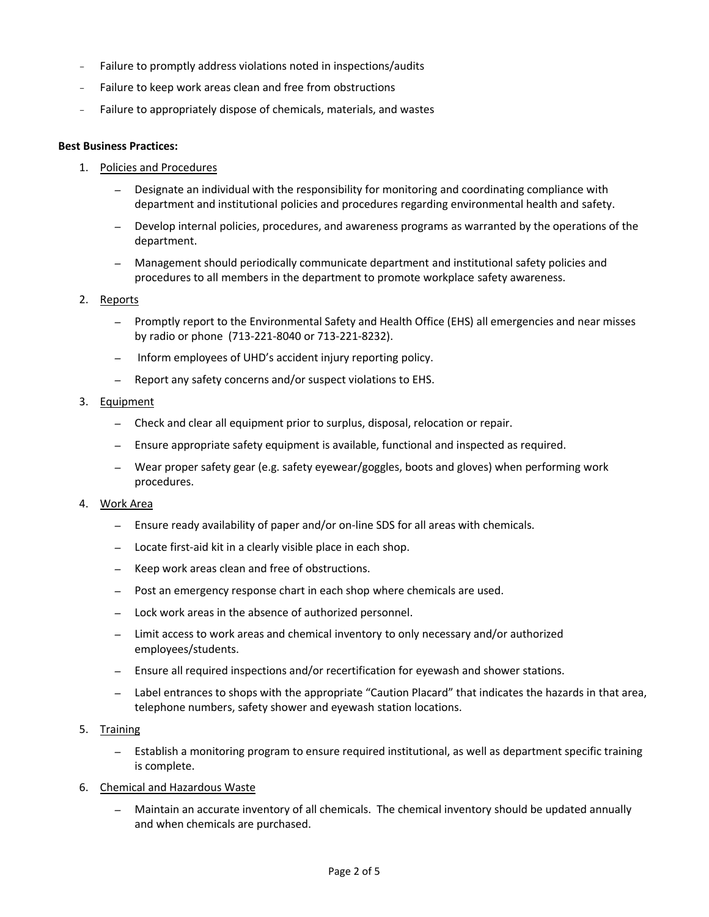- Failure to promptly address violations noted in inspections/audits
- Failure to keep work areas clean and free from obstructions
- Failure to appropriately dispose of chemicals, materials, and wastes

**Best Business Practices:**

1. Policies and Procedures
   - Designate an individual with the responsibility for monitoring and coordinating compliance with department and institutional policies and procedures regarding environmental health and safety.
   - Develop internal policies, procedures, and awareness programs as warranted by the operations of the department.
   - Management should periodically communicate department and institutional safety policies and procedures to all members in the department to promote workplace safety awareness.
2. Reports
   - Promptly report to the Environmental Safety and Health Office (EHS) all emergencies and near misses by radio or phone (713-221-8040 or 713-221-8232).
   - Inform employees of UHD's accident injury reporting policy.
   - Report any safety concerns and/or suspect violations to EHS.
3. Equipment
   - Check and clear all equipment prior to surplus, disposal, relocation or repair.
   - Ensure appropriate safety equipment is available, functional and inspected as required.
   - Wear proper safety gear (e.g. safety eyewear/goggles, boots and gloves) when performing work procedures.
4. Work Area
   - Ensure ready availability of paper and/or on-line SDS for all areas with chemicals.
   - Locate first-aid kit in a clearly visible place in each shop.
   - Keep work areas clean and free of obstructions.
   - Post an emergency response chart in each shop where chemicals are used.
   - Lock work areas in the absence of authorized personnel.
   - Limit access to work areas and chemical inventory to only necessary and/or authorized employees/students.
   - Ensure all required inspections and/or recertification for eyewash and shower stations.
   - Label entrances to shops with the appropriate "Caution Placard" that indicates the hazards in that area, telephone numbers, safety shower and eyewash station locations.
5. Training
   - Establish a monitoring program to ensure required institutional, as well as department specific training is complete.
6. Chemical and Hazardous Waste
   - Maintain an accurate inventory of all chemicals. The chemical inventory should be updated annually and when chemicals are purchased.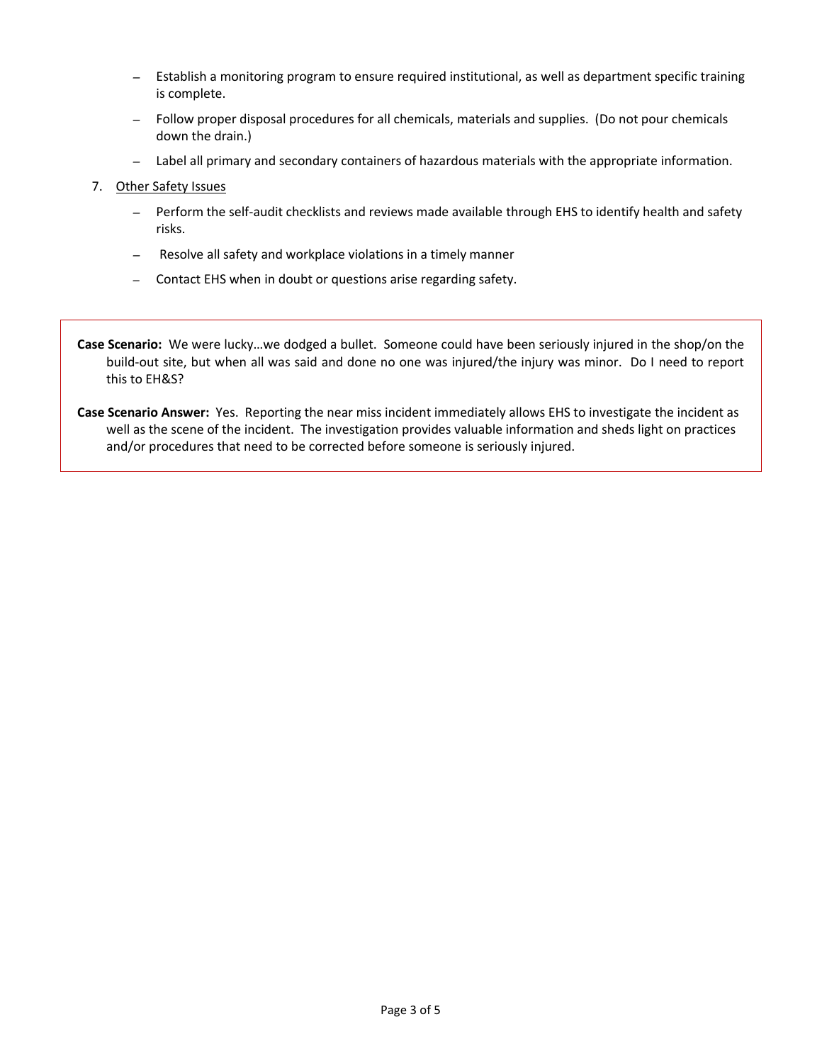- Establish a monitoring program to ensure required institutional, as well as department specific training is complete.
- Follow proper disposal procedures for all chemicals, materials and supplies. (Do not pour chemicals down the drain.)
- Label all primary and secondary containers of hazardous materials with the appropriate information.

7. Other Safety Issues

   - Perform the self-audit checklists and reviews made available through EHS to identify health and safety risks.
   - Resolve all safety and workplace violations in a timely manner
   - Contact EHS when in doubt or questions arise regarding safety.

**Case Scenario:** We were lucky…we dodged a bullet. Someone could have been seriously injured in the shop/on the build-out site, but when all was said and done no one was injured/the injury was minor. Do I need to report this to EH&S?

**Case Scenario Answer:** Yes. Reporting the near miss incident immediately allows EHS to investigate the incident as well as the scene of the incident. The investigation provides valuable information and sheds light on practices and/or procedures that need to be corrected before someone is seriously injured.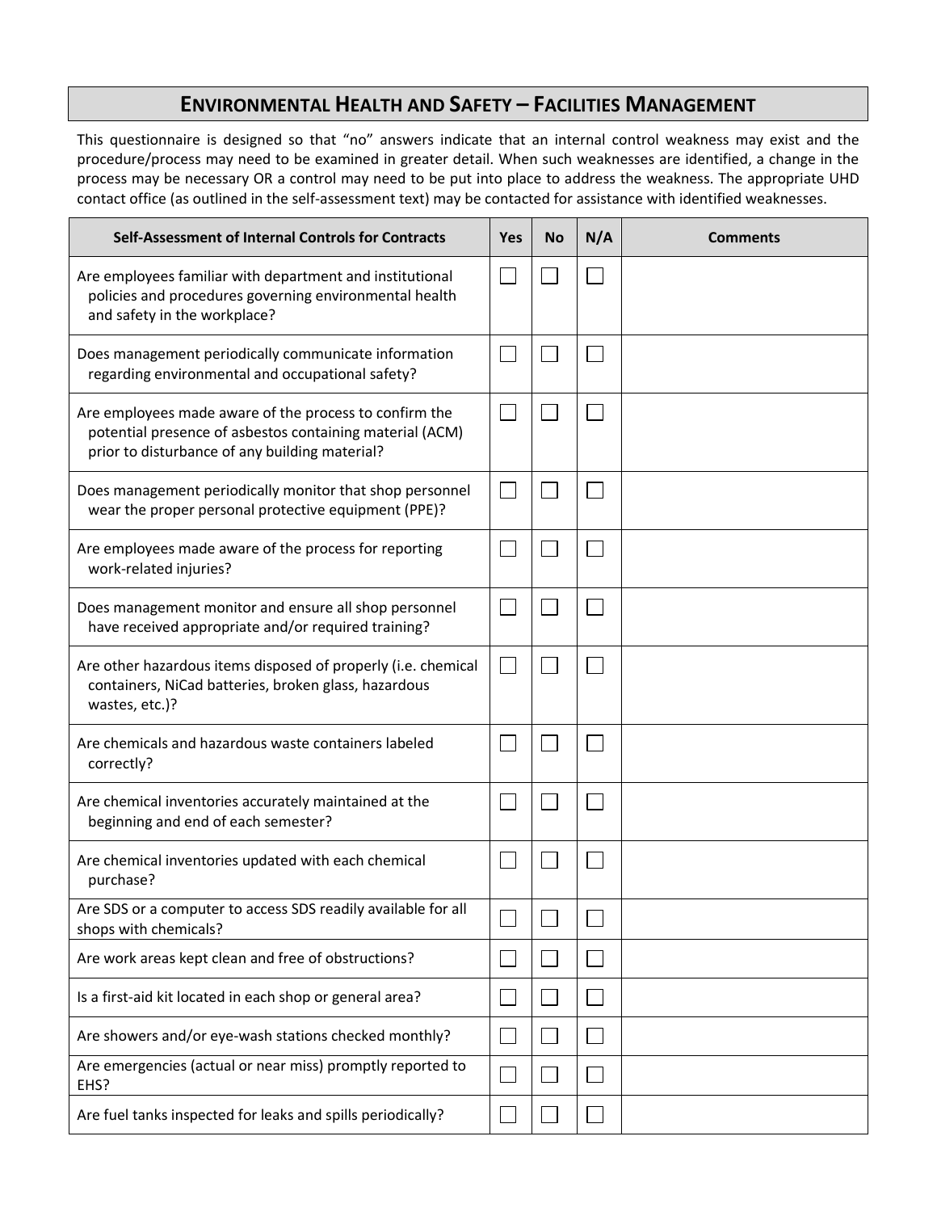# ENVIRONMENTAL HEALTH AND SAFETY – FACILITIES MANAGEMENT

This questionnaire is designed so that "no" answers indicate that an internal control weakness may exist and the procedure/process may need to be examined in greater detail. When such weaknesses are identified, a change in the process may be necessary OR a control may need to be put into place to address the weakness. The appropriate UHD contact office (as outlined in the self-assessment text) may be contacted for assistance with identified weaknesses.

| Self-Assessment of Internal Controls for Contracts | Yes | No | N/A | Comments |
|---|---|---|---|---|
| Are employees familiar with department and institutional policies and procedures governing environmental health and safety in the workplace? | ☐ | ☐ | ☐ | |
| Does management periodically communicate information regarding environmental and occupational safety? | ☐ | ☐ | ☐ | |
| Are employees made aware of the process to confirm the potential presence of asbestos containing material (ACM) prior to disturbance of any building material? | ☐ | ☐ | ☐ | |
| Does management periodically monitor that shop personnel wear the proper personal protective equipment (PPE)? | ☐ | ☐ | ☐ | |
| Are employees made aware of the process for reporting work-related injuries? | ☐ | ☐ | ☐ | |
| Does management monitor and ensure all shop personnel have received appropriate and/or required training? | ☐ | ☐ | ☐ | |
| Are other hazardous items disposed of properly (i.e. chemical containers, NiCad batteries, broken glass, hazardous wastes, etc.)? | ☐ | ☐ | ☐ | |
| Are chemicals and hazardous waste containers labeled correctly? | ☐ | ☐ | ☐ | |
| Are chemical inventories accurately maintained at the beginning and end of each semester? | ☐ | ☐ | ☐ | |
| Are chemical inventories updated with each chemical purchase? | ☐ | ☐ | ☐ | |
| Are SDS or a computer to access SDS readily available for all shops with chemicals? | ☐ | ☐ | ☐ | |
| Are work areas kept clean and free of obstructions? | ☐ | ☐ | ☐ | |
| Is a first-aid kit located in each shop or general area? | ☐ | ☐ | ☐ | |
| Are showers and/or eye-wash stations checked monthly? | ☐ | ☐ | ☐ | |
| Are emergencies (actual or near miss) promptly reported to EHS? | ☐ | ☐ | ☐ | |
| Are fuel tanks inspected for leaks and spills periodically? | ☐ | ☐ | ☐ | |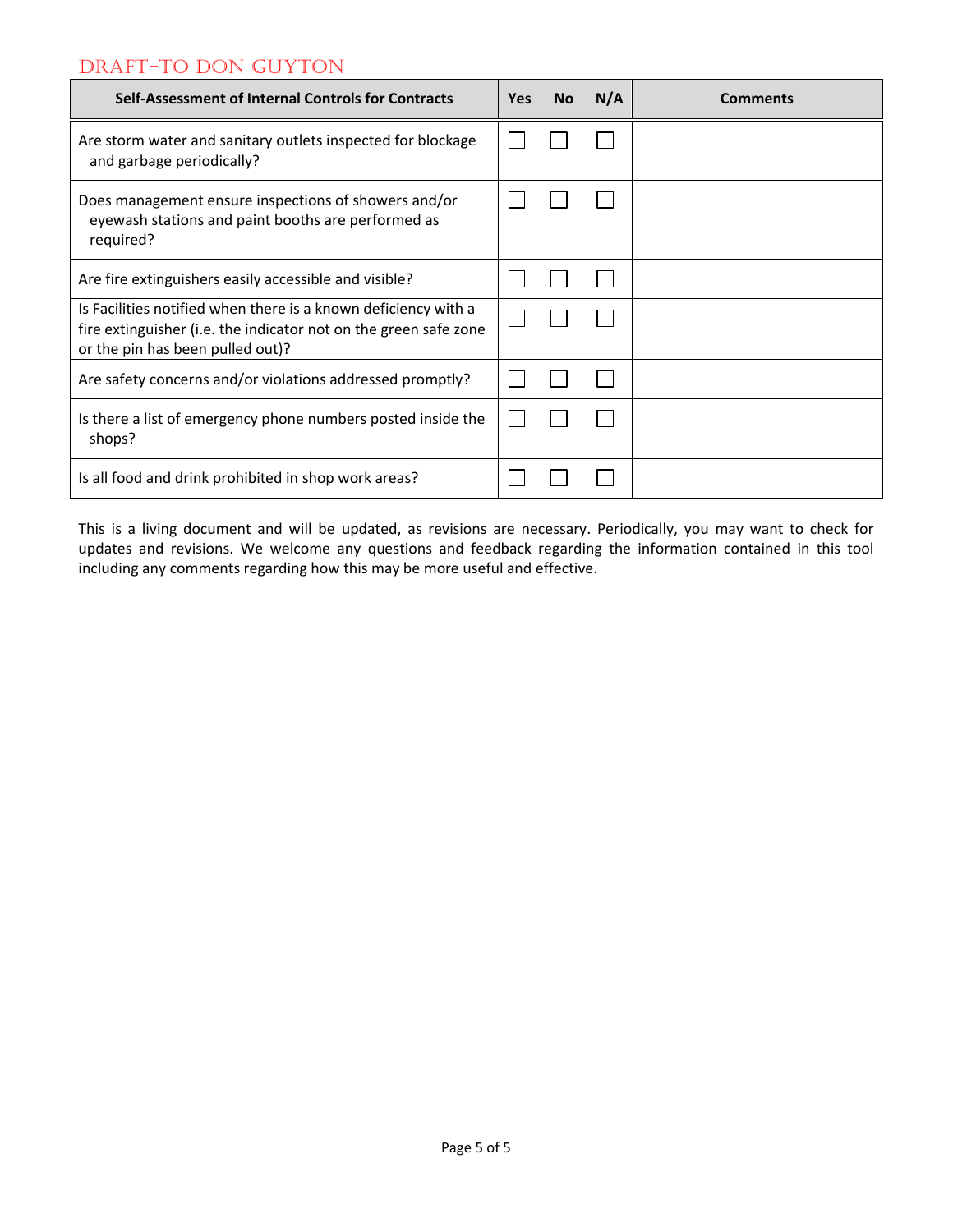DRAFT-TO DON GUYTON

| Self-Assessment of Internal Controls for Contracts | Yes | No | N/A | Comments |
|---|---|---|---|---|
| Are storm water and sanitary outlets inspected for blockage and garbage periodically? | ☐ | ☐ | ☐ | |
| Does management ensure inspections of showers and/or eyewash stations and paint booths are performed as required? | ☐ | ☐ | ☐ | |
| Are fire extinguishers easily accessible and visible? | ☐ | ☐ | ☐ | |
| Is Facilities notified when there is a known deficiency with a fire extinguisher (i.e. the indicator not on the green safe zone or the pin has been pulled out)? | ☐ | ☐ | ☐ | |
| Are safety concerns and/or violations addressed promptly? | ☐ | ☐ | ☐ | |
| Is there a list of emergency phone numbers posted inside the shops? | ☐ | ☐ | ☐ | |
| Is all food and drink prohibited in shop work areas? | ☐ | ☐ | ☐ | |

This is a living document and will be updated, as revisions are necessary. Periodically, you may want to check for updates and revisions. We welcome any questions and feedback regarding the information contained in this tool including any comments regarding how this may be more useful and effective.